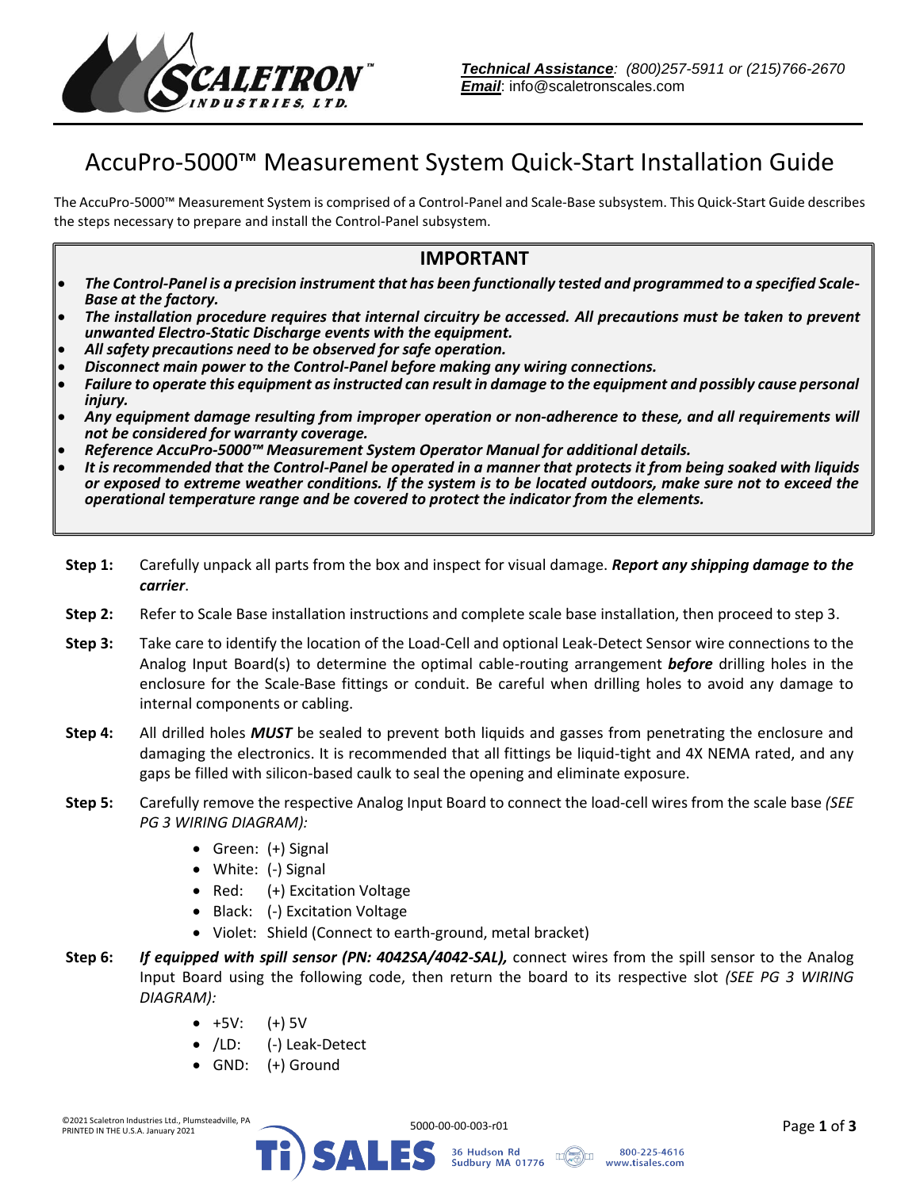**Technical Assistance**: (800)257-5911 or (215)766-2670
**Email**: info@scaletronscales.com

# AccuPro-5000™ Measurement System Quick-Start Installation Guide

The AccuPro-5000™ Measurement System is comprised of a Control-Panel and Scale-Base subsystem. This Quick-Start Guide describes the steps necessary to prepare and install the Control-Panel subsystem.

## IMPORTANT

- ***The Control-Panel is a precision instrument that has been functionally tested and programmed to a specified Scale-Base at the factory.***
- ***The installation procedure requires that internal circuitry be accessed. All precautions must be taken to prevent unwanted Electro-Static Discharge events with the equipment.***
- ***All safety precautions need to be observed for safe operation.***
- ***Disconnect main power to the Control-Panel before making any wiring connections.***
- ***Failure to operate this equipment as instructed can result in damage to the equipment and possibly cause personal injury.***
- ***Any equipment damage resulting from improper operation or non-adherence to these, and all requirements will not be considered for warranty coverage.***
- ***Reference AccuPro-5000™ Measurement System Operator Manual for additional details.***
- ***It is recommended that the Control-Panel be operated in a manner that protects it from being soaked with liquids or exposed to extreme weather conditions. If the system is to be located outdoors, make sure not to exceed the operational temperature range and be covered to protect the indicator from the elements.***

**Step 1:** Carefully unpack all parts from the box and inspect for visual damage. ***Report any shipping damage to the carrier***.

**Step 2:** Refer to Scale Base installation instructions and complete scale base installation, then proceed to step 3.

**Step 3:** Take care to identify the location of the Load-Cell and optional Leak-Detect Sensor wire connections to the Analog Input Board(s) to determine the optimal cable-routing arrangement ***before*** drilling holes in the enclosure for the Scale-Base fittings or conduit. Be careful when drilling holes to avoid any damage to internal components or cabling.

**Step 4:** All drilled holes ***MUST*** be sealed to prevent both liquids and gasses from penetrating the enclosure and damaging the electronics. It is recommended that all fittings be liquid-tight and 4X NEMA rated, and any gaps be filled with silicon-based caulk to seal the opening and eliminate exposure.

**Step 5:** Carefully remove the respective Analog Input Board to connect the load-cell wires from the scale base *(SEE PG 3 WIRING DIAGRAM):*

- Green: (+) Signal
- White: (-) Signal
- Red: (+) Excitation Voltage
- Black: (-) Excitation Voltage
- Violet: Shield (Connect to earth-ground, metal bracket)

**Step 6:** ***If equipped with spill sensor (PN: 4042SA/4042-SAL),*** connect wires from the spill sensor to the Analog Input Board using the following code, then return the board to its respective slot *(SEE PG 3 WIRING DIAGRAM):*

- +5V: (+) 5V
- /LD: (-) Leak-Detect
- GND: (+) Ground

©2021 Scaletron Industries Ltd., Plumsteadville, PA
PRINTED IN THE U.S.A. January 2021

5000-00-00-003-r01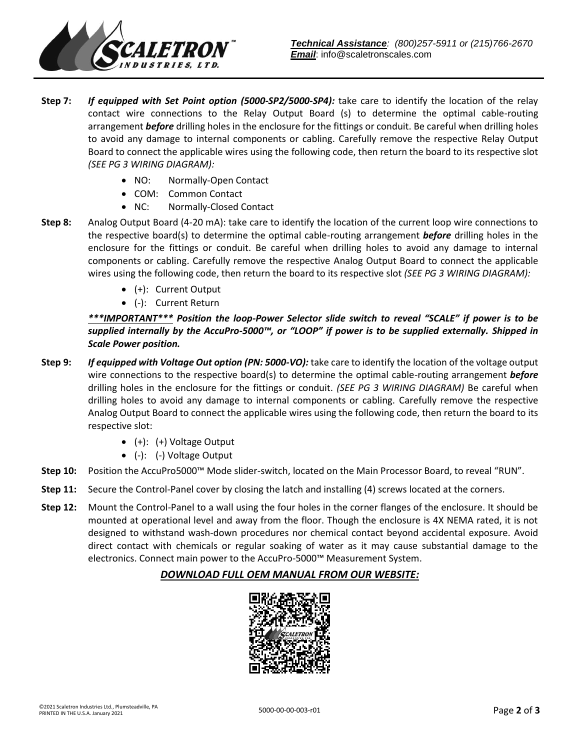**Step 7:** ***If equipped with Set Point option (5000-SP2/5000-SP4):*** take care to identify the location of the relay contact wire connections to the Relay Output Board (s) to determine the optimal cable-routing arrangement ***before*** drilling holes in the enclosure for the fittings or conduit. Be careful when drilling holes to avoid any damage to internal components or cabling. Carefully remove the respective Relay Output Board to connect the applicable wires using the following code, then return the board to its respective slot *(SEE PG 3 WIRING DIAGRAM):*

- NO: Normally-Open Contact
- COM: Common Contact
- NC: Normally-Closed Contact

**Step 8:** Analog Output Board (4-20 mA): take care to identify the location of the current loop wire connections to the respective board(s) to determine the optimal cable-routing arrangement ***before*** drilling holes in the enclosure for the fittings or conduit. Be careful when drilling holes to avoid any damage to internal components or cabling. Carefully remove the respective Analog Output Board to connect the applicable wires using the following code, then return the board to its respective slot *(SEE PG 3 WIRING DIAGRAM):*

- (+): Current Output
- (-): Current Return

***\*\*\*IMPORTANT\*\*\* Position the loop-Power Selector slide switch to reveal "SCALE" if power is to be supplied internally by the AccuPro-5000™, or "LOOP" if power is to be supplied externally. Shipped in Scale Power position.***

**Step 9:** ***If equipped with Voltage Out option (PN: 5000-VO):*** take care to identify the location of the voltage output wire connections to the respective board(s) to determine the optimal cable-routing arrangement ***before*** drilling holes in the enclosure for the fittings or conduit. *(SEE PG 3 WIRING DIAGRAM)* Be careful when drilling holes to avoid any damage to internal components or cabling. Carefully remove the respective Analog Output Board to connect the applicable wires using the following code, then return the board to its respective slot:

- (+): (+) Voltage Output
- (-): (-) Voltage Output

**Step 10:** Position the AccuPro5000™ Mode slider-switch, located on the Main Processor Board, to reveal "RUN".

**Step 11:** Secure the Control-Panel cover by closing the latch and installing (4) screws located at the corners.

**Step 12:** Mount the Control-Panel to a wall using the four holes in the corner flanges of the enclosure. It should be mounted at operational level and away from the floor. Though the enclosure is 4X NEMA rated, it is not designed to withstand wash-down procedures nor chemical contact beyond accidental exposure. Avoid direct contact with chemicals or regular soaking of water as it may cause substantial damage to the electronics. Connect main power to the AccuPro-5000™ Measurement System.

***DOWNLOAD FULL OEM MANUAL FROM OUR WEBSITE:***

©2021 Scaletron Industries Ltd., Plumsteadville, PA
PRINTED IN THE U.S.A. January 2021

5000-00-00-003-r01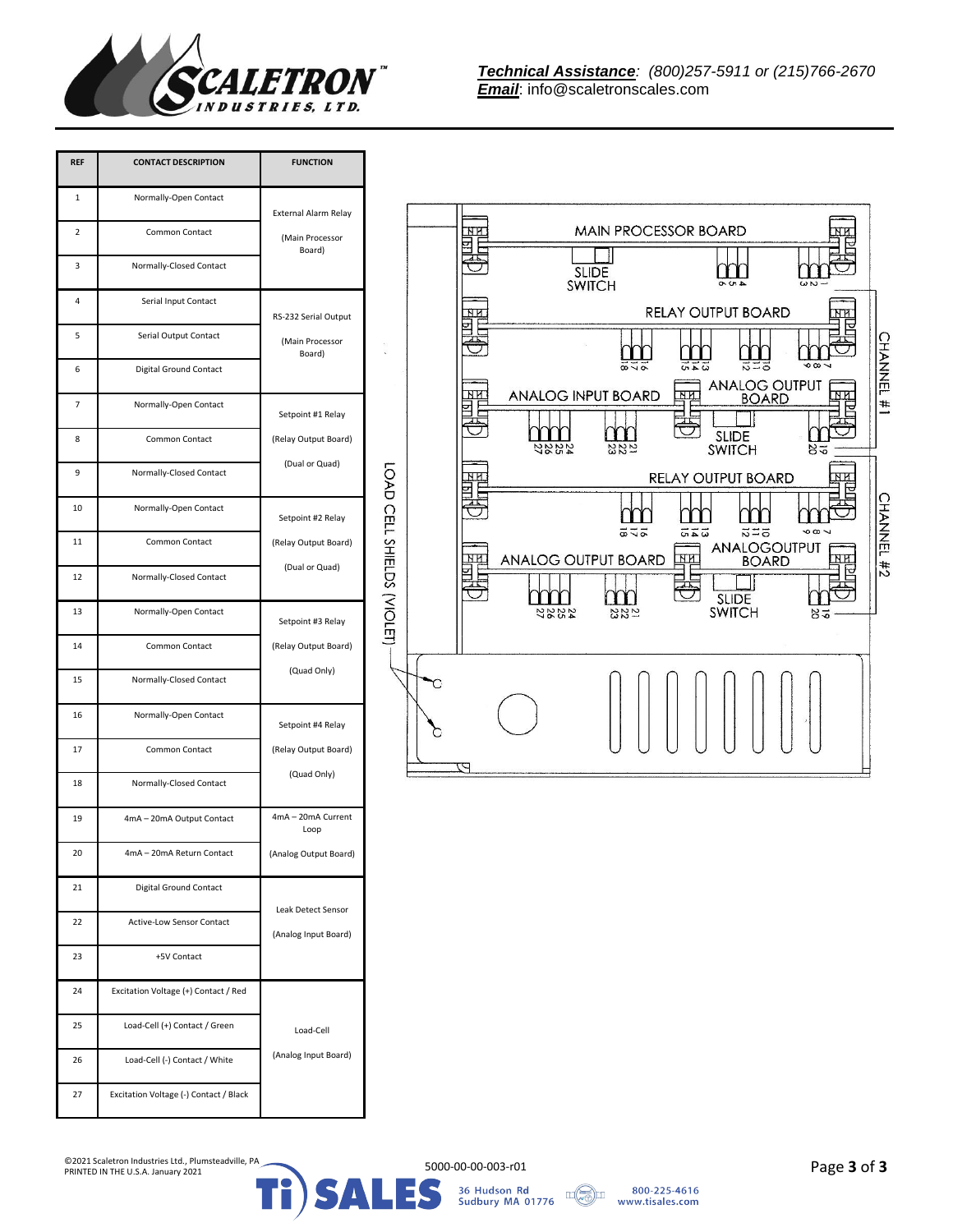**Technical Assistance**: *(800)257-5911 or (215)766-2670*
**Email**: info@scaletronscales.com

| REF | CONTACT DESCRIPTION | FUNCTION |
| --- | --- | --- |
| 1 | Normally-Open Contact | External Alarm Relay (Main Processor Board) |
| 2 | Common Contact | |
| 3 | Normally-Closed Contact | |
| 4 | Serial Input Contact | RS-232 Serial Output (Main Processor Board) |
| 5 | Serial Output Contact | |
| 6 | Digital Ground Contact | |
| 7 | Normally-Open Contact | Setpoint #1 Relay (Relay Output Board) (Dual or Quad) |
| 8 | Common Contact | |
| 9 | Normally-Closed Contact | |
| 10 | Normally-Open Contact | Setpoint #2 Relay (Relay Output Board) (Dual or Quad) |
| 11 | Common Contact | |
| 12 | Normally-Closed Contact | |
| 13 | Normally-Open Contact | Setpoint #3 Relay (Relay Output Board) (Quad Only) |
| 14 | Common Contact | |
| 15 | Normally-Closed Contact | |
| 16 | Normally-Open Contact | Setpoint #4 Relay (Relay Output Board) (Quad Only) |
| 17 | Common Contact | |
| 18 | Normally-Closed Contact | |
| 19 | 4mA – 20mA Output Contact | 4mA – 20mA Current Loop (Analog Output Board) |
| 20 | 4mA – 20mA Return Contact | |
| 21 | Digital Ground Contact | Leak Detect Sensor (Analog Input Board) |
| 22 | Active-Low Sensor Contact | |
| 23 | +5V Contact | |
| 24 | Excitation Voltage (+) Contact / Red | Load-Cell (Analog Input Board) |
| 25 | Load-Cell (+) Contact / Green | |
| 26 | Load-Cell (-) Contact / White | |
| 27 | Excitation Voltage (-) Contact / Black | |

MAIN PROCESSOR BOARD
SLIDE SWITCH
6 5 4
3 2 1
RELAY OUTPUT BOARD
18 17 16
15 14 13
12 11 10
9 8 7
ANALOG INPUT BOARD
ANALOG OUTPUT BOARD
27 26 25 24
23 22 21
SLIDE SWITCH
20 19
CHANNEL #1
RELAY OUTPUT BOARD
18 17 16
15 14 13
12 11 10
9 8 7
ANALOG OUTPUT BOARD
ANALOGOUTPUT BOARD
27 26 25 24
23 22 21
SLIDE SWITCH
20 19
CHANNEL #2
LOAD CELL SHIELDS (VIOLET)

©2021 Scaletron Industries Ltd., Plumsteadville, PA
PRINTED IN THE U.S.A. January 2021

5000-00-00-003-r01

Ti SALES 36 Hudson Rd Sudbury MA 01776 800-225-4616 www.tisales.com